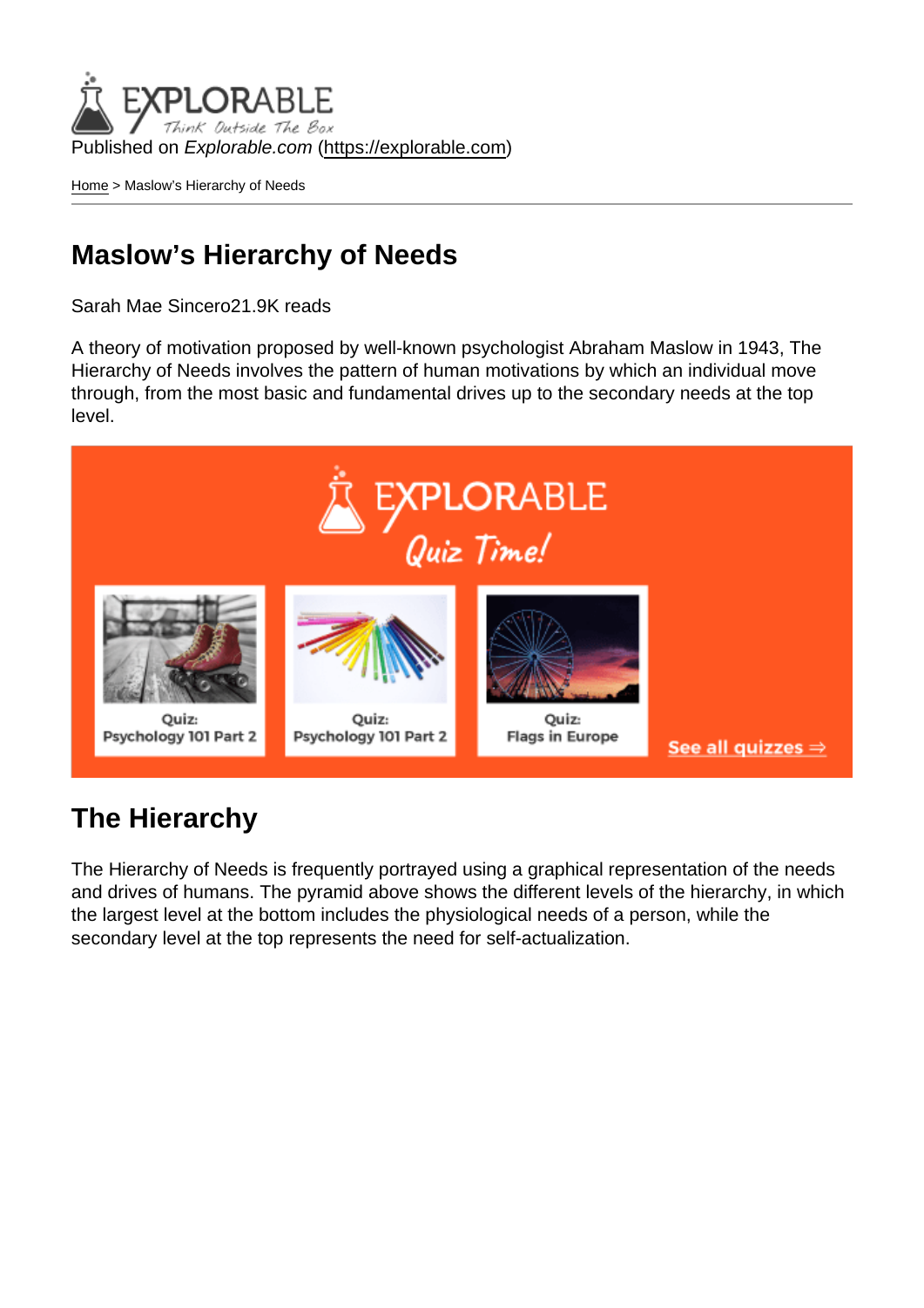Published on *Explorable.com* (https://explorable.com)

Home > Maslow's Hierarchy of Needs

# Maslow's Hierarchy of Needs

Sarah Mae Sincero21.9K reads

A theory of motivation proposed by well-known psychologist Abraham Maslow in 1943, The Hierarchy of Needs involves the pattern of human motivations by which an individual move through, from the most basic and fundamental drives up to the secondary needs at the top level.

## The Hierarchy

The Hierarchy of Needs is frequently portrayed using a graphical representation of the needs and drives of humans. The pyramid above shows the different levels of the hierarchy, in which the largest level at the bottom includes the physiological needs of a person, while the secondary level at the top represents the need for self-actualization.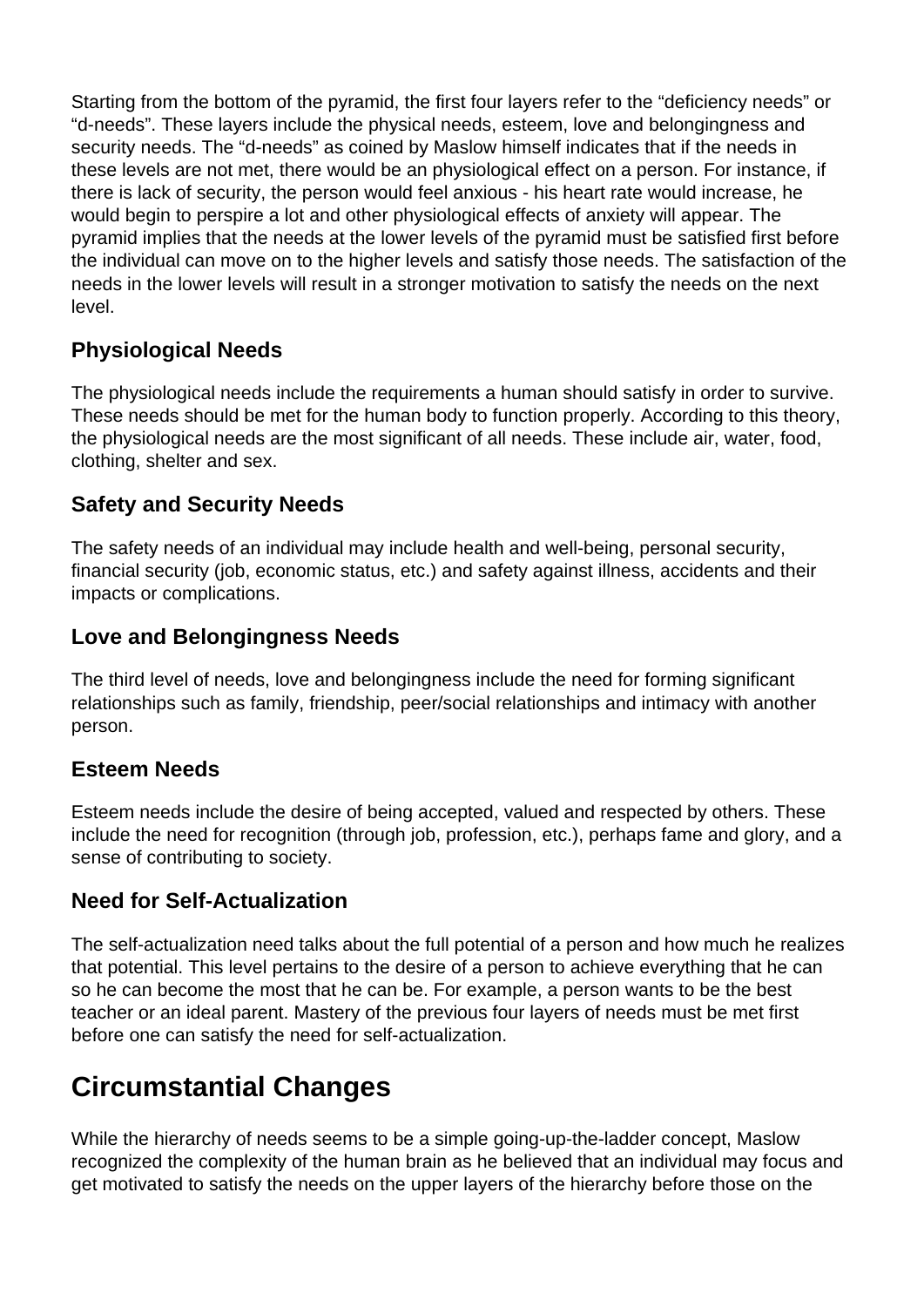Starting from the bottom of the pyramid, the first four layers refer to the “deficiency needs” or “d-needs”. These layers include the physical needs, esteem, love and belongingness and security needs. The “d-needs” as coined by Maslow himself indicates that if the needs in these levels are not met, there would be an physiological effect on a person. For instance, if there is lack of security, the person would feel anxious - his heart rate would increase, he would begin to perspire a lot and other physiological effects of anxiety will appear. The pyramid implies that the needs at the lower levels of the pyramid must be satisfied first before the individual can move on to the higher levels and satisfy those needs. The satisfaction of the needs in the lower levels will result in a stronger motivation to satisfy the needs on the next level.

### Physiological Needs

The physiological needs include the requirements a human should satisfy in order to survive. These needs should be met for the human body to function properly. According to this theory, the physiological needs are the most significant of all needs. These include air, water, food, clothing, shelter and sex.

### Safety and Security Needs

The safety needs of an individual may include health and well-being, personal security, financial security (job, economic status, etc.) and safety against illness, accidents and their impacts or complications.

### Love and Belongingness Needs

The third level of needs, love and belongingness include the need for forming significant relationships such as family, friendship, peer/social relationships and intimacy with another person.

### Esteem Needs

Esteem needs include the desire of being accepted, valued and respected by others. These include the need for recognition (through job, profession, etc.), perhaps fame and glory, and a sense of contributing to society.

### Need for Self-Actualization

The self-actualization need talks about the full potential of a person and how much he realizes that potential. This level pertains to the desire of a person to achieve everything that he can so he can become the most that he can be. For example, a person wants to be the best teacher or an ideal parent. Mastery of the previous four layers of needs must be met first before one can satisfy the need for self-actualization.

## Circumstantial Changes

While the hierarchy of needs seems to be a simple going-up-the-ladder concept, Maslow recognized the complexity of the human brain as he believed that an individual may focus and get motivated to satisfy the needs on the upper layers of the hierarchy before those on the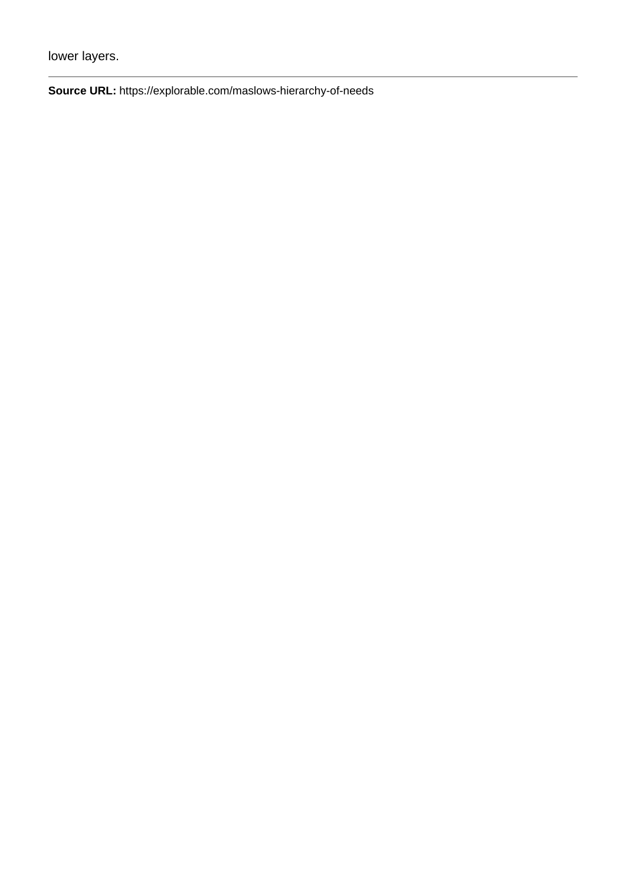lower layers.

---

**Source URL:** https://explorable.com/maslows-hierarchy-of-needs